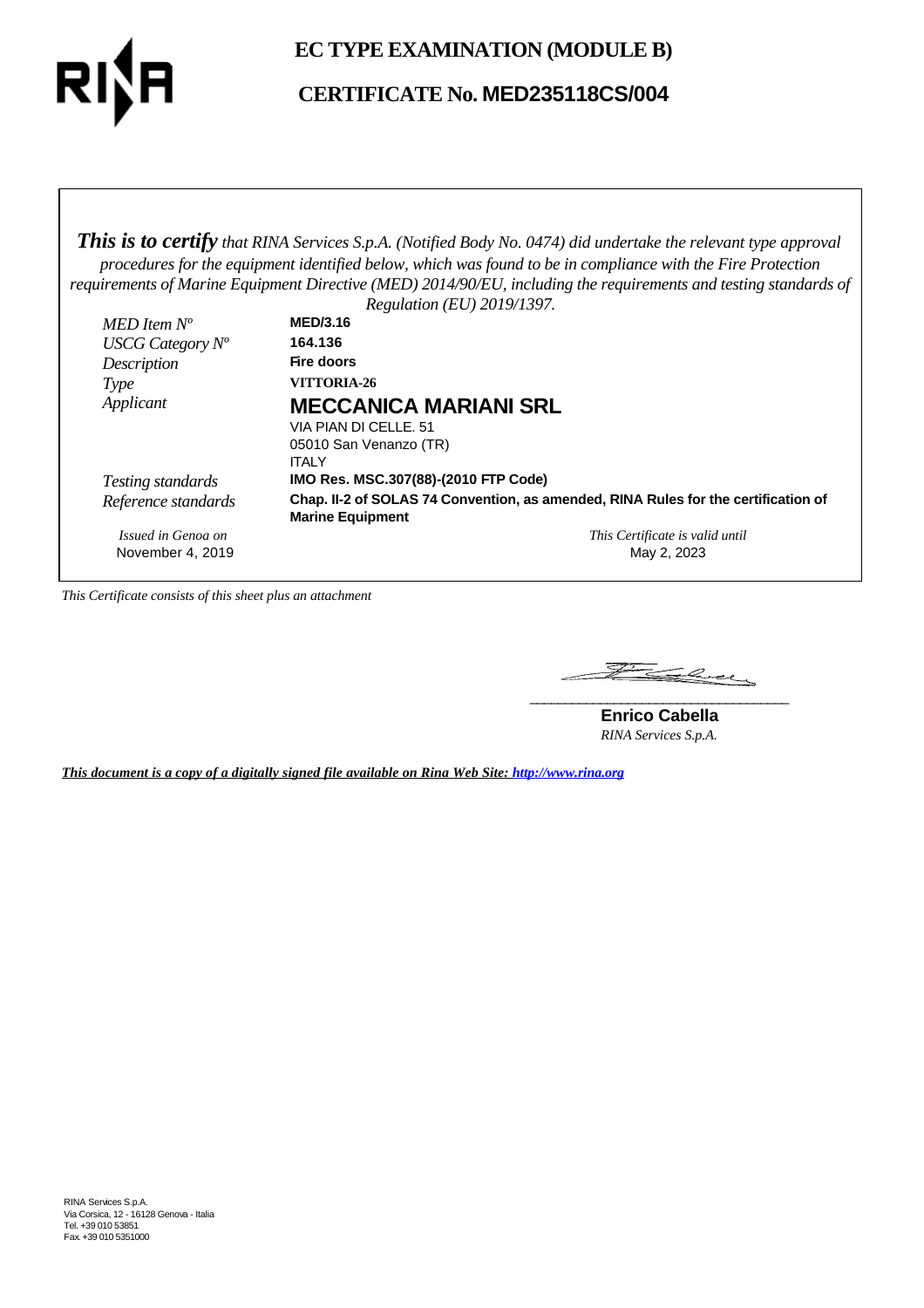# EC TYPE EXAMINATION (MODULE B)

## CERTIFICATE No. MED235118CS/004

***This is to certify*** *that RINA Services S.p.A. (Notified Body No. 0474) did undertake the relevant type approval procedures for the equipment identified below, which was found to be in compliance with the Fire Protection requirements of Marine Equipment Directive (MED) 2014/90/EU, including the requirements and testing standards of Regulation (EU) 2019/1397.*

| | |
|---|---|
| *MED Item N°* | **MED/3.16** |
| *USCG Category N°* | **164.136** |
| *Description* | **Fire doors** |
| *Type* | **VITTORIA-26** |
| *Applicant* | **MECCANICA MARIANI SRL**<br>VIA PIAN DI CELLE. 51<br>05010 San Venanzo (TR)<br>ITALY |
| *Testing standards* | **IMO Res. MSC.307(88)-(2010 FTP Code)** |
| *Reference standards* | **Chap. II-2 of SOLAS 74 Convention, as amended, RINA Rules for the certification of Marine Equipment** |

*Issued in Genoa on*
November 4, 2019

*This Certificate is valid until*
May 2, 2023

*This Certificate consists of this sheet plus an attachment*

**Enrico Cabella**
*RINA Services S.p.A.*

***This document is a copy of a digitally signed file available on Rina Web Site: http://www.rina.org***

RINA Services S.p.A.
Via Corsica, 12 - 16128 Genova - Italia
Tel. +39 010 53851
Fax. +39 010 5351000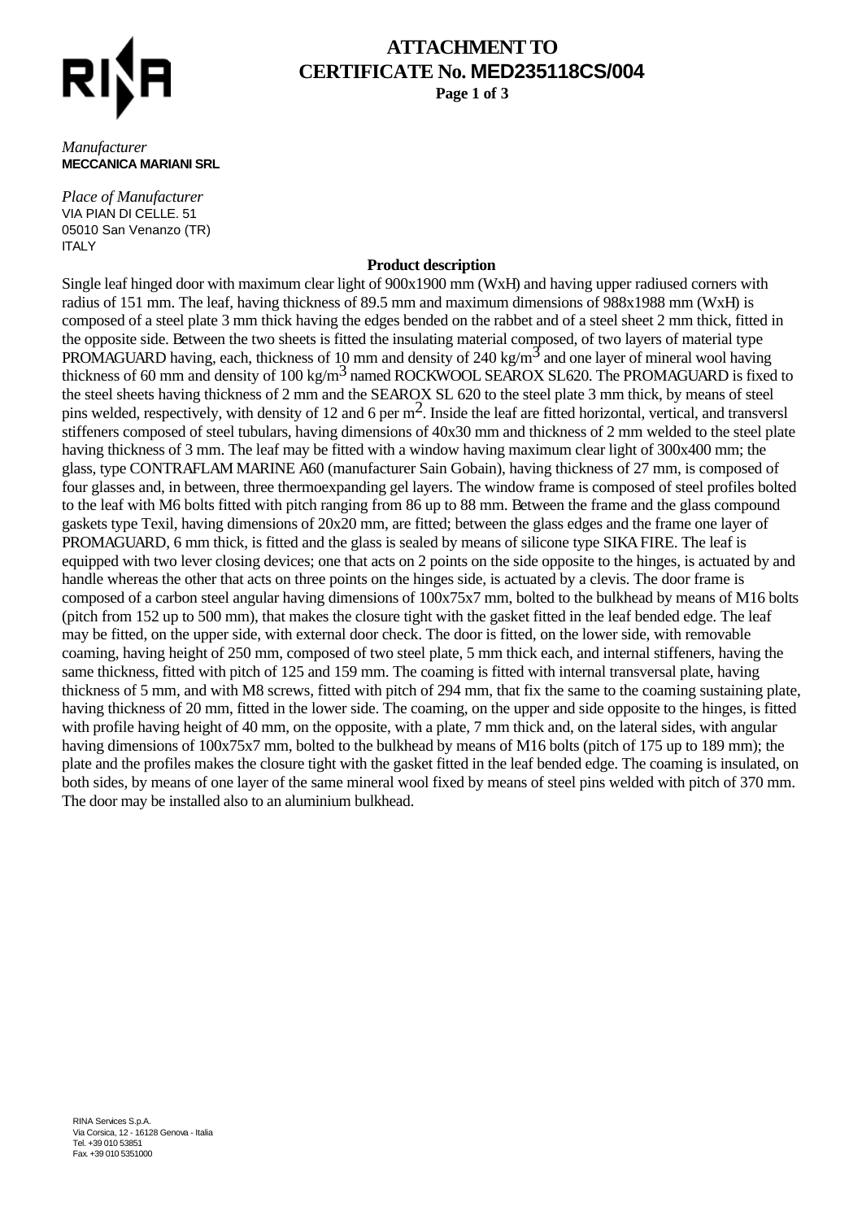# ATTACHMENT TO CERTIFICATE No. MED235118CS/004

*Manufacturer*
**MECCANICA MARIANI SRL**

*Place of Manufacturer*
VIA PIAN DI CELLE. 51
05010 San Venanzo (TR)
ITALY

**Product description**

Single leaf hinged door with maximum clear light of 900x1900 mm (WxH) and having upper radiused corners with radius of 151 mm. The leaf, having thickness of 89.5 mm and maximum dimensions of 988x1988 mm (WxH) is composed of a steel plate 3 mm thick having the edges bended on the rabbet and of a steel sheet 2 mm thick, fitted in the opposite side. Between the two sheets is fitted the insulating material composed, of two layers of material type PROMAGUARD having, each, thickness of 10 mm and density of 240 kg/$m^3$ and one layer of mineral wool having thickness of 60 mm and density of 100 kg/$m^3$ named ROCKWOOL SEAROX SL620. The PROMAGUARD is fixed to the steel sheets having thickness of 2 mm and the SEAROX SL 620 to the steel plate 3 mm thick, by means of steel pins welded, respectively, with density of 12 and 6 per $m^2$. Inside the leaf are fitted horizontal, vertical, and transversl stiffeners composed of steel tubulars, having dimensions of 40x30 mm and thickness of 2 mm welded to the steel plate having thickness of 3 mm. The leaf may be fitted with a window having maximum clear light of 300x400 mm; the glass, type CONTRAFLAM MARINE A60 (manufacturer Sain Gobain), having thickness of 27 mm, is composed of four glasses and, in between, three thermoexpanding gel layers. The window frame is composed of steel profiles bolted to the leaf with M6 bolts fitted with pitch ranging from 86 up to 88 mm. Between the frame and the glass compound gaskets type Texil, having dimensions of 20x20 mm, are fitted; between the glass edges and the frame one layer of PROMAGUARD, 6 mm thick, is fitted and the glass is sealed by means of silicone type SIKA FIRE. The leaf is equipped with two lever closing devices; one that acts on 2 points on the side opposite to the hinges, is actuated by and handle whereas the other that acts on three points on the hinges side, is actuated by a clevis. The door frame is composed of a carbon steel angular having dimensions of 100x75x7 mm, bolted to the bulkhead by means of M16 bolts (pitch from 152 up to 500 mm), that makes the closure tight with the gasket fitted in the leaf bended edge. The leaf may be fitted, on the upper side, with external door check. The door is fitted, on the lower side, with removable coaming, having height of 250 mm, composed of two steel plate, 5 mm thick each, and internal stiffeners, having the same thickness, fitted with pitch of 125 and 159 mm. The coaming is fitted with internal transversal plate, having thickness of 5 mm, and with M8 screws, fitted with pitch of 294 mm, that fix the same to the coaming sustaining plate, having thickness of 20 mm, fitted in the lower side. The coaming, on the upper and side opposite to the hinges, is fitted with profile having height of 40 mm, on the opposite, with a plate, 7 mm thick and, on the lateral sides, with angular having dimensions of 100x75x7 mm, bolted to the bulkhead by means of M16 bolts (pitch of 175 up to 189 mm); the plate and the profiles makes the closure tight with the gasket fitted in the leaf bended edge. The coaming is insulated, on both sides, by means of one layer of the same mineral wool fixed by means of steel pins welded with pitch of 370 mm. The door may be installed also to an aluminium bulkhead.

RINA Services S.p.A.
Via Corsica, 12 - 16128 Genova - Italia
Tel. +39 010 53851
Fax +39 010 5351000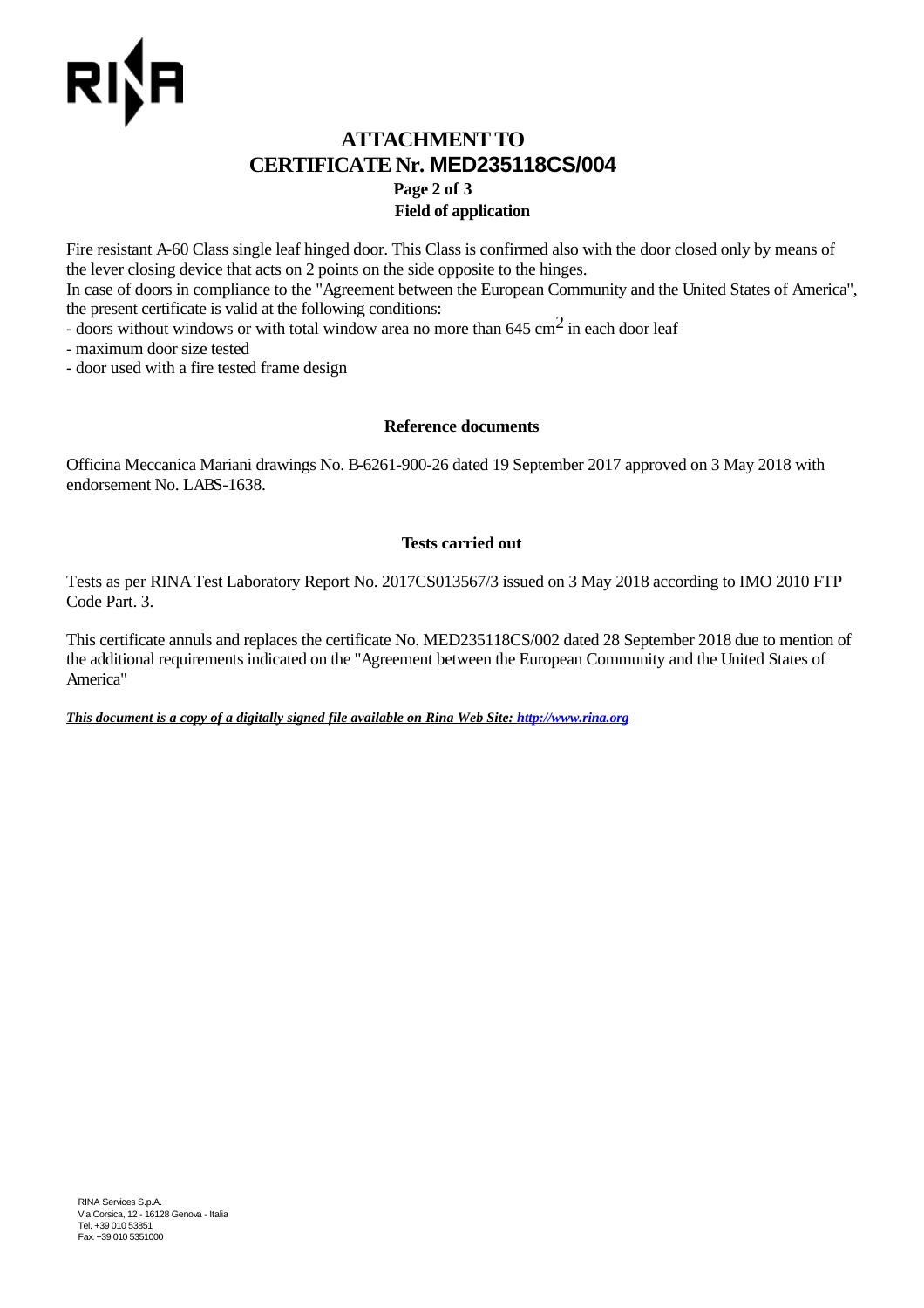# ATTACHMENT TO CERTIFICATE Nr. MED235118CS/004

## Field of application

Fire resistant A-60 Class single leaf hinged door. This Class is confirmed also with the door closed only by means of the lever closing device that acts on 2 points on the side opposite to the hinges.
In case of doors in compliance to the "Agreement between the European Community and the United States of America", the present certificate is valid at the following conditions:
- doors without windows or with total window area no more than 645 $cm^2$ in each door leaf
- maximum door size tested
- door used with a fire tested frame design

## Reference documents

Officina Meccanica Mariani drawings No. B-6261-900-26 dated 19 September 2017 approved on 3 May 2018 with endorsement No. LABS-1638.

## Tests carried out

Tests as per RINA Test Laboratory Report No. 2017CS013567/3 issued on 3 May 2018 according to IMO 2010 FTP Code Part. 3.

This certificate annuls and replaces the certificate No. MED235118CS/002 dated 28 September 2018 due to mention of the additional requirements indicated on the "Agreement between the European Community and the United States of America"

***This document is a copy of a digitally signed file available on Rina Web Site: http://www.rina.org***

RINA Services S.p.A.
Via Corsica, 12 - 16128 Genova - Italia
Tel. +39 010 53851
Fax +39 010 5351000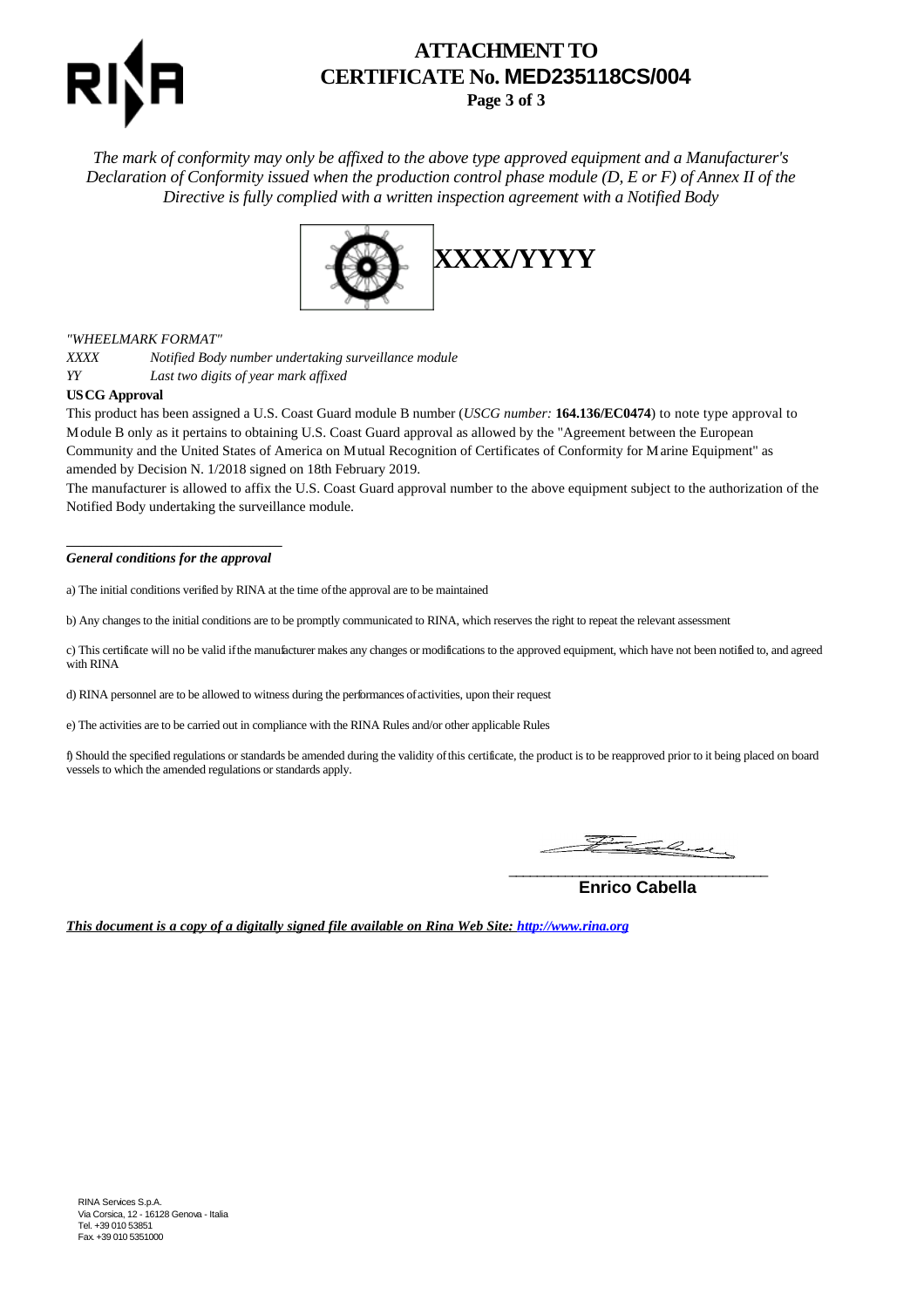# ATTACHMENT TO CERTIFICATE No. MED235118CS/004

*The mark of conformity may only be affixed to the above type approved equipment and a Manufacturer's Declaration of Conformity issued when the production control phase module (D, E or F) of Annex II of the Directive is fully complied with a written inspection agreement with a Notified Body*

**XXXX/YYYY**

*"WHEELMARK FORMAT"*

*XXXX* *Notified Body number undertaking surveillance module*

*YY* *Last two digits of year mark affixed*

**USCG Approval**

This product has been assigned a U.S. Coast Guard module B number (*USCG number:* **164.136/EC0474**) to note type approval to Module B only as it pertains to obtaining U.S. Coast Guard approval as allowed by the "Agreement between the European Community and the United States of America on Mutual Recognition of Certificates of Conformity for Marine Equipment" as amended by Decision N. 1/2018 signed on 18th February 2019.

The manufacturer is allowed to affix the U.S. Coast Guard approval number to the above equipment subject to the authorization of the Notified Body undertaking the surveillance module.

***General conditions for the approval***

a) The initial conditions verified by RINA at the time of the approval are to be maintained

b) Any changes to the initial conditions are to be promptly communicated to RINA, which reserves the right to repeat the relevant assessment

c) This certificate will no be valid if the manufacturer makes any changes or modifications to the approved equipment, which have not been notified to, and agreed with RINA

d) RINA personnel are to be allowed to witness during the performances of activities, upon their request

e) The activities are to be carried out in compliance with the RINA Rules and/or other applicable Rules

f) Should the specified regulations or standards be amended during the validity of this certificate, the product is to be reapproved prior to it being placed on board vessels to which the amended regulations or standards apply.

**Enrico Cabella**

***This document is a copy of a digitally signed file available on Rina Web Site: http://www.rina.org***

RINA Services S.p.A.
Via Corsica, 12 - 16128 Genova - Italia
Tel. +39 010 53851
Fax +39 010 5351000